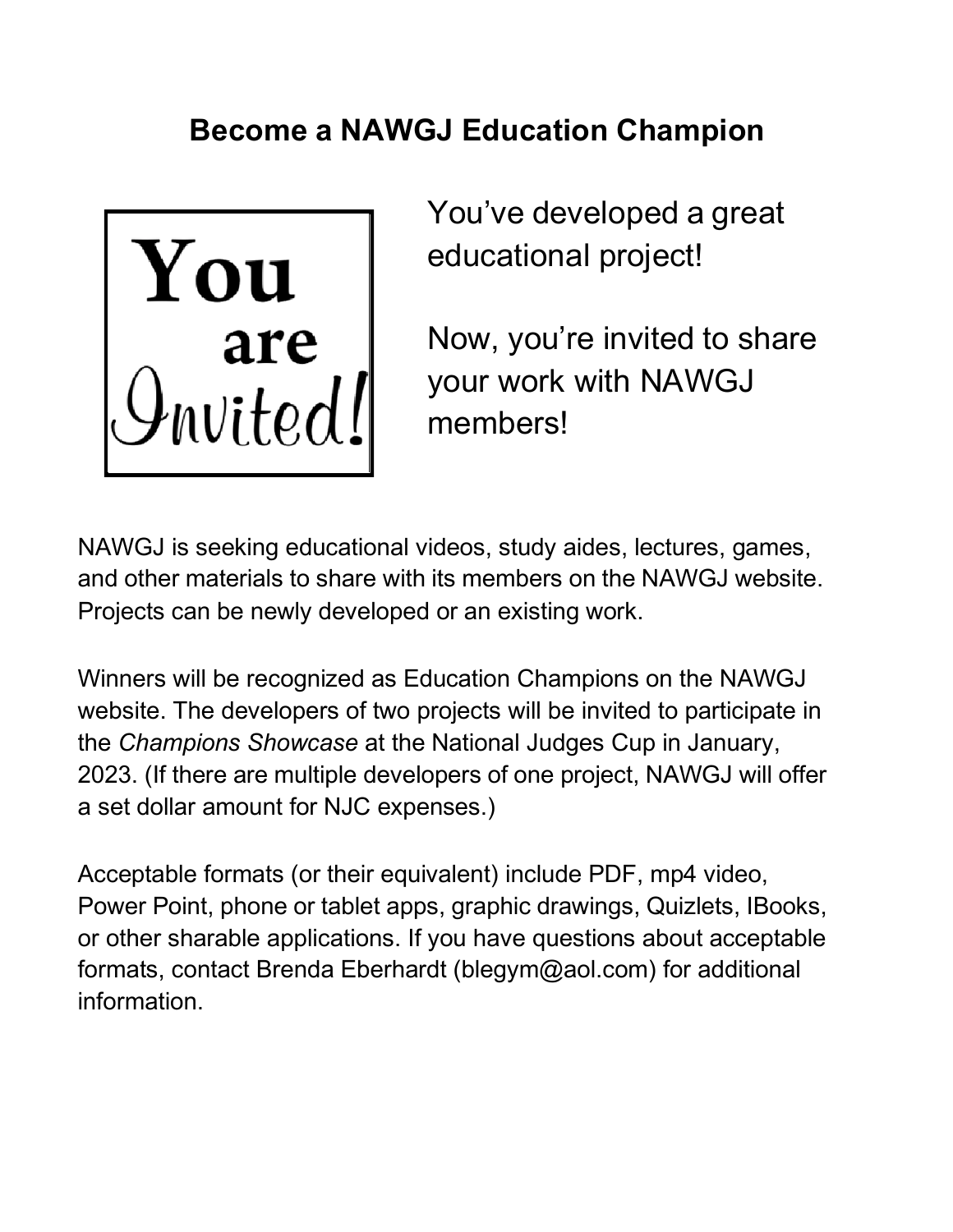# Become a NAWGJ Education Champion

You are Invited!

You've developed a great educational project!

Now, you're invited to share your work with NAWGJ members!

NAWGJ is seeking educational videos, study aides, lectures, games, and other materials to share with its members on the NAWGJ website. Projects can be newly developed or an existing work.

Winners will be recognized as Education Champions on the NAWGJ website. The developers of two projects will be invited to participate in the *Champions Showcase* at the National Judges Cup in January, 2023. (If there are multiple developers of one project, NAWGJ will offer a set dollar amount for NJC expenses.)

Acceptable formats (or their equivalent) include PDF, mp4 video, Power Point, phone or tablet apps, graphic drawings, Quizlets, IBooks, or other sharable applications. If you have questions about acceptable formats, contact Brenda Eberhardt (blegym@aol.com) for additional information.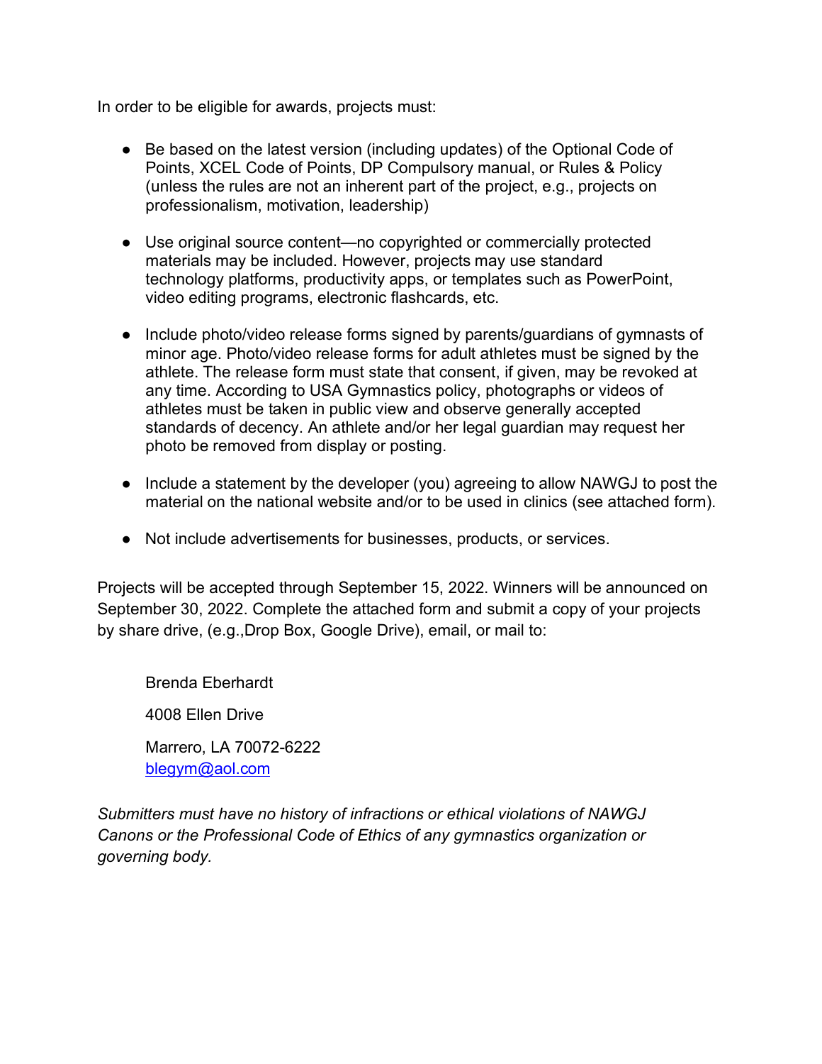In order to be eligible for awards, projects must:

- Be based on the latest version (including updates) of the Optional Code of Points, XCEL Code of Points, DP Compulsory manual, or Rules & Policy (unless the rules are not an inherent part of the project, e.g., projects on professionalism, motivation, leadership)

- Use original source content—no copyrighted or commercially protected materials may be included. However, projects may use standard technology platforms, productivity apps, or templates such as PowerPoint, video editing programs, electronic flashcards, etc.

- Include photo/video release forms signed by parents/guardians of gymnasts of minor age. Photo/video release forms for adult athletes must be signed by the athlete. The release form must state that consent, if given, may be revoked at any time. According to USA Gymnastics policy, photographs or videos of athletes must be taken in public view and observe generally accepted standards of decency. An athlete and/or her legal guardian may request her photo be removed from display or posting.

- Include a statement by the developer (you) agreeing to allow NAWGJ to post the material on the national website and/or to be used in clinics (see attached form).

- Not include advertisements for businesses, products, or services.

Projects will be accepted through September 15, 2022. Winners will be announced on September 30, 2022. Complete the attached form and submit a copy of your projects by share drive, (e.g.,Drop Box, Google Drive), email, or mail to:

Brenda Eberhardt

4008 Ellen Drive

Marrero, LA 70072-6222
blegym@aol.com

*Submitters must have no history of infractions or ethical violations of NAWGJ Canons or the Professional Code of Ethics of any gymnastics organization or governing body.*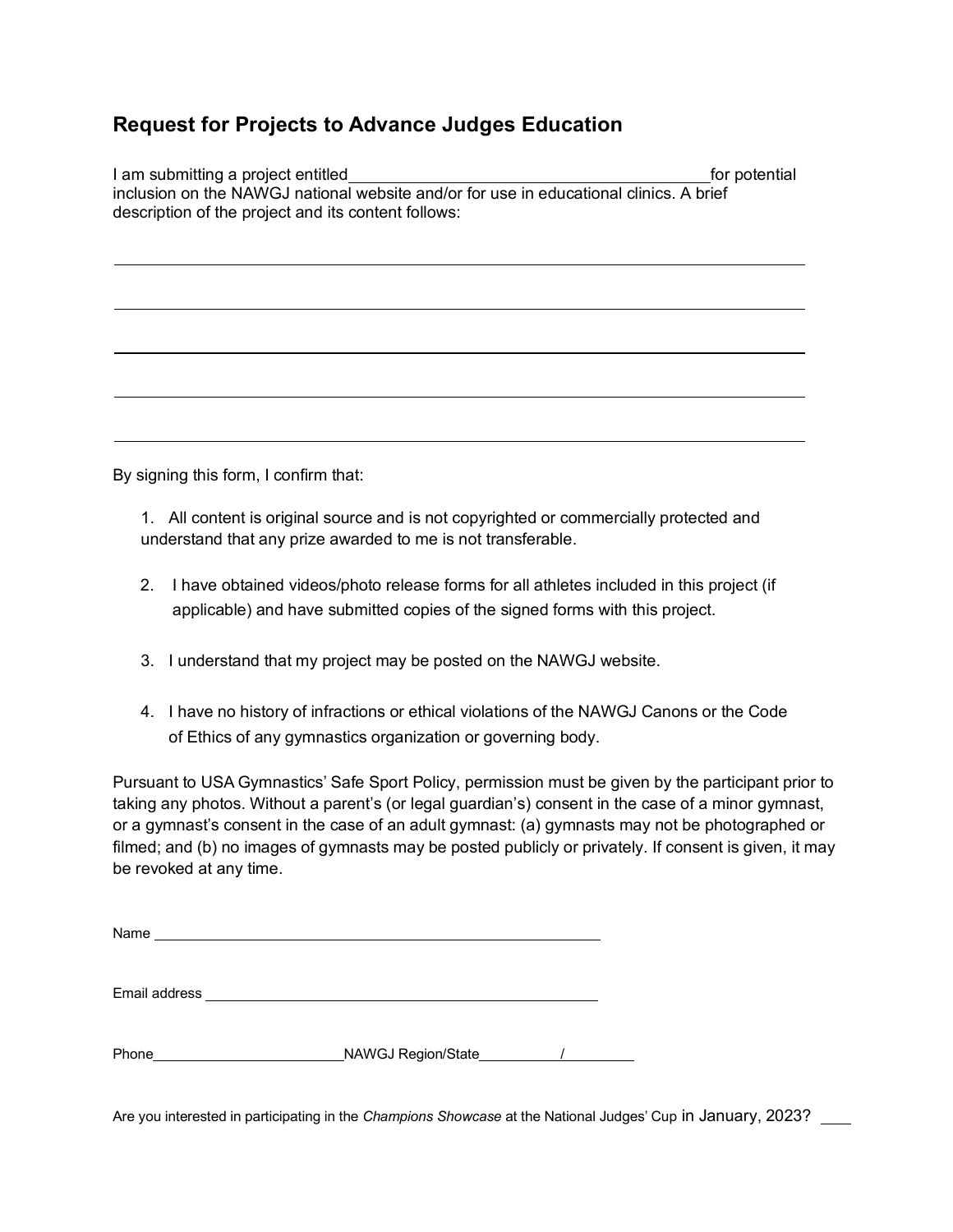## Request for Projects to Advance Judges Education

I am submitting a project entitled \_\_\_\_\_\_\_\_\_\_\_\_\_\_\_\_\_\_\_\_\_\_\_\_\_\_\_\_\_\_\_\_\_\_\_\_\_\_\_\_ for potential inclusion on the NAWGJ national website and/or for use in educational clinics. A brief description of the project and its content follows:

\_\_\_\_\_\_\_\_\_\_\_\_\_\_\_\_\_\_\_\_\_\_\_\_\_\_\_\_\_\_\_\_\_\_\_\_\_\_\_\_\_\_\_\_\_\_\_\_\_\_\_\_\_\_\_\_\_\_\_\_\_\_\_\_\_\_\_\_\_\_\_\_\_\_\_\_

\_\_\_\_\_\_\_\_\_\_\_\_\_\_\_\_\_\_\_\_\_\_\_\_\_\_\_\_\_\_\_\_\_\_\_\_\_\_\_\_\_\_\_\_\_\_\_\_\_\_\_\_\_\_\_\_\_\_\_\_\_\_\_\_\_\_\_\_\_\_\_\_\_\_\_\_

\_\_\_\_\_\_\_\_\_\_\_\_\_\_\_\_\_\_\_\_\_\_\_\_\_\_\_\_\_\_\_\_\_\_\_\_\_\_\_\_\_\_\_\_\_\_\_\_\_\_\_\_\_\_\_\_\_\_\_\_\_\_\_\_\_\_\_\_\_\_\_\_\_\_\_\_

\_\_\_\_\_\_\_\_\_\_\_\_\_\_\_\_\_\_\_\_\_\_\_\_\_\_\_\_\_\_\_\_\_\_\_\_\_\_\_\_\_\_\_\_\_\_\_\_\_\_\_\_\_\_\_\_\_\_\_\_\_\_\_\_\_\_\_\_\_\_\_\_\_\_\_\_

\_\_\_\_\_\_\_\_\_\_\_\_\_\_\_\_\_\_\_\_\_\_\_\_\_\_\_\_\_\_\_\_\_\_\_\_\_\_\_\_\_\_\_\_\_\_\_\_\_\_\_\_\_\_\_\_\_\_\_\_\_\_\_\_\_\_\_\_\_\_\_\_\_\_\_\_

By signing this form, I confirm that:

1. All content is original source and is not copyrighted or commercially protected and understand that any prize awarded to me is not transferable.
2. I have obtained videos/photo release forms for all athletes included in this project (if applicable) and have submitted copies of the signed forms with this project.
3. I understand that my project may be posted on the NAWGJ website.
4. I have no history of infractions or ethical violations of the NAWGJ Canons or the Code of Ethics of any gymnastics organization or governing body.

Pursuant to USA Gymnastics' Safe Sport Policy, permission must be given by the participant prior to taking any photos. Without a parent's (or legal guardian's) consent in the case of a minor gymnast, or a gymnast's consent in the case of an adult gymnast: (a) gymnasts may not be photographed or filmed; and (b) no images of gymnasts may be posted publicly or privately. If consent is given, it may be revoked at any time.

Name \_\_\_\_\_\_\_\_\_\_\_\_\_\_\_\_\_\_\_\_\_\_\_\_\_\_\_\_\_\_\_\_\_\_\_\_\_\_\_\_\_\_\_\_\_\_\_\_\_\_\_\_

Email address \_\_\_\_\_\_\_\_\_\_\_\_\_\_\_\_\_\_\_\_\_\_\_\_\_\_\_\_\_\_\_\_\_\_\_\_\_\_\_\_\_\_\_\_\_\_

Phone \_\_\_\_\_\_\_\_\_\_\_\_\_\_\_\_\_\_\_\_\_\_\_ NAWGJ Region/State \_\_\_\_\_\_\_\_\_\_ / \_\_\_\_\_\_\_\_\_

Are you interested in participating in the *Champions Showcase* at the National Judges' Cup in January, 2023? \_\_\_\_